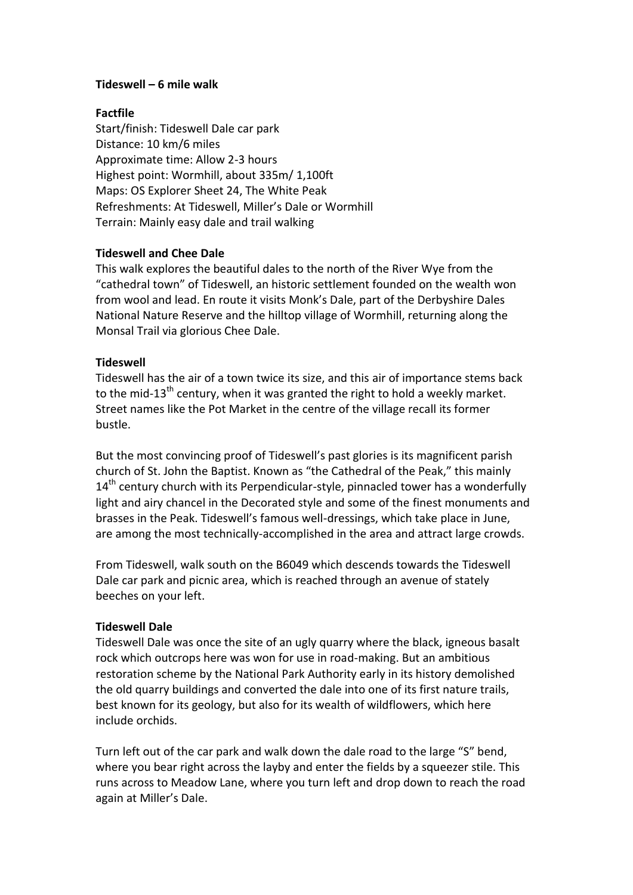# Tideswell – 6 mile walk

## Factfile

Start/finish: Tideswell Dale car park
Distance: 10 km/6 miles
Approximate time: Allow 2-3 hours
Highest point: Wormhill, about 335m/ 1,100ft
Maps: OS Explorer Sheet 24, The White Peak
Refreshments: At Tideswell, Miller's Dale or Wormhill
Terrain: Mainly easy dale and trail walking

## Tideswell and Chee Dale

This walk explores the beautiful dales to the north of the River Wye from the "cathedral town" of Tideswell, an historic settlement founded on the wealth won from wool and lead. En route it visits Monk's Dale, part of the Derbyshire Dales National Nature Reserve and the hilltop village of Wormhill, returning along the Monsal Trail via glorious Chee Dale.

## Tideswell

Tideswell has the air of a town twice its size, and this air of importance stems back to the mid-13th century, when it was granted the right to hold a weekly market. Street names like the Pot Market in the centre of the village recall its former bustle.

But the most convincing proof of Tideswell's past glories is its magnificent parish church of St. John the Baptist. Known as "the Cathedral of the Peak," this mainly 14th century church with its Perpendicular-style, pinnacled tower has a wonderfully light and airy chancel in the Decorated style and some of the finest monuments and brasses in the Peak. Tideswell's famous well-dressings, which take place in June, are among the most technically-accomplished in the area and attract large crowds.

From Tideswell, walk south on the B6049 which descends towards the Tideswell Dale car park and picnic area, which is reached through an avenue of stately beeches on your left.

## Tideswell Dale

Tideswell Dale was once the site of an ugly quarry where the black, igneous basalt rock which outcrops here was won for use in road-making. But an ambitious restoration scheme by the National Park Authority early in its history demolished the old quarry buildings and converted the dale into one of its first nature trails, best known for its geology, but also for its wealth of wildflowers, which here include orchids.

Turn left out of the car park and walk down the dale road to the large "S" bend, where you bear right across the layby and enter the fields by a squeezer stile. This runs across to Meadow Lane, where you turn left and drop down to reach the road again at Miller's Dale.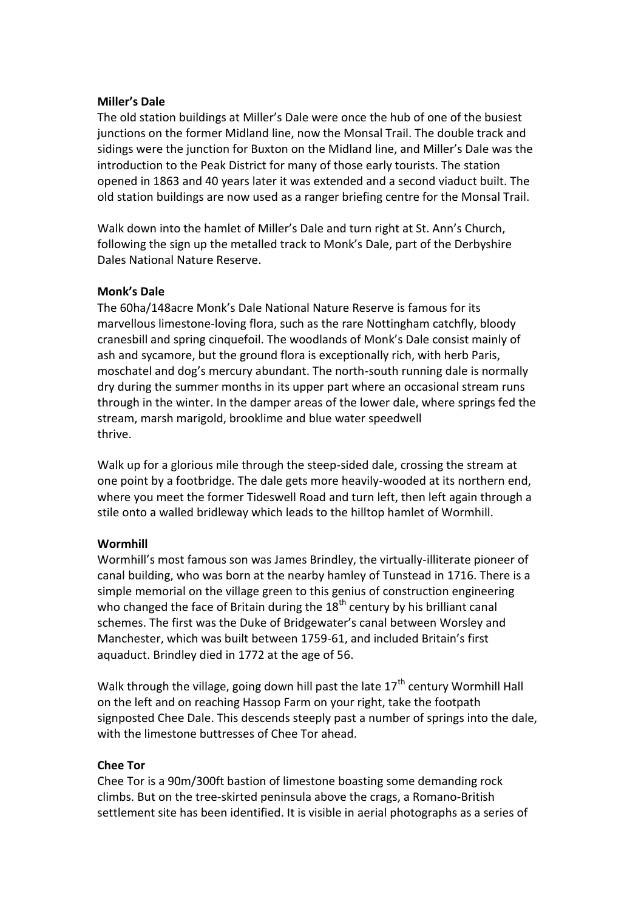**Miller's Dale**

The old station buildings at Miller's Dale were once the hub of one of the busiest junctions on the former Midland line, now the Monsal Trail. The double track and sidings were the junction for Buxton on the Midland line, and Miller's Dale was the introduction to the Peak District for many of those early tourists. The station opened in 1863 and 40 years later it was extended and a second viaduct built. The old station buildings are now used as a ranger briefing centre for the Monsal Trail.

Walk down into the hamlet of Miller's Dale and turn right at St. Ann's Church, following the sign up the metalled track to Monk's Dale, part of the Derbyshire Dales National Nature Reserve.

**Monk's Dale**

The 60ha/148acre Monk's Dale National Nature Reserve is famous for its marvellous limestone-loving flora, such as the rare Nottingham catchfly, bloody cranesbill and spring cinquefoil. The woodlands of Monk's Dale consist mainly of ash and sycamore, but the ground flora is exceptionally rich, with herb Paris, moschatel and dog's mercury abundant. The north-south running dale is normally dry during the summer months in its upper part where an occasional stream runs through in the winter. In the damper areas of the lower dale, where springs fed the stream, marsh marigold, brooklime and blue water speedwell thrive.

Walk up for a glorious mile through the steep-sided dale, crossing the stream at one point by a footbridge. The dale gets more heavily-wooded at its northern end, where you meet the former Tideswell Road and turn left, then left again through a stile onto a walled bridleway which leads to the hilltop hamlet of Wormhill.

**Wormhill**

Wormhill's most famous son was James Brindley, the virtually-illiterate pioneer of canal building, who was born at the nearby hamley of Tunstead in 1716. There is a simple memorial on the village green to this genius of construction engineering who changed the face of Britain during the 18th century by his brilliant canal schemes. The first was the Duke of Bridgewater's canal between Worsley and Manchester, which was built between 1759-61, and included Britain's first aquaduct. Brindley died in 1772 at the age of 56.

Walk through the village, going down hill past the late 17th century Wormhill Hall on the left and on reaching Hassop Farm on your right, take the footpath signposted Chee Dale. This descends steeply past a number of springs into the dale, with the limestone buttresses of Chee Tor ahead.

**Chee Tor**

Chee Tor is a 90m/300ft bastion of limestone boasting some demanding rock climbs. But on the tree-skirted peninsula above the crags, a Romano-British settlement site has been identified. It is visible in aerial photographs as a series of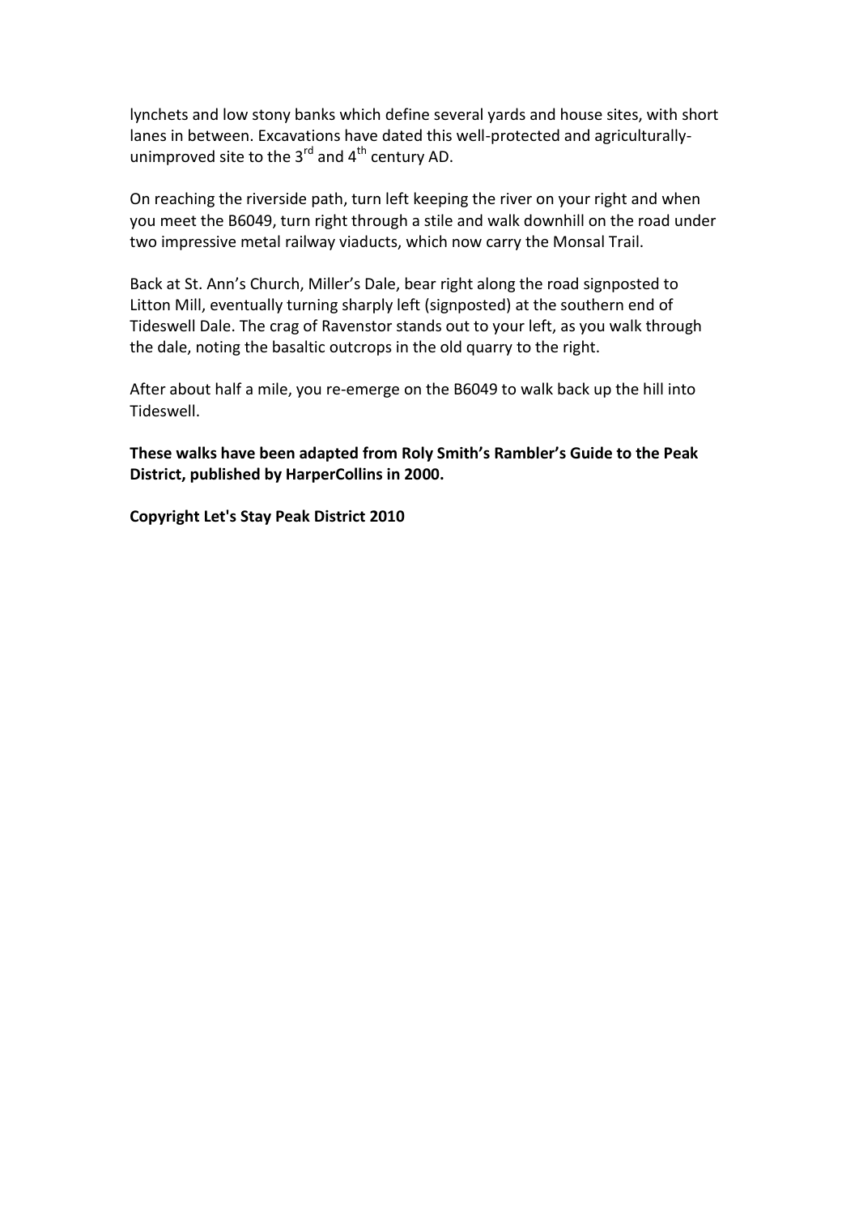lynchets and low stony banks which define several yards and house sites, with short lanes in between. Excavations have dated this well-protected and agriculturally-unimproved site to the 3rd and 4th century AD.

On reaching the riverside path, turn left keeping the river on your right and when you meet the B6049, turn right through a stile and walk downhill on the road under two impressive metal railway viaducts, which now carry the Monsal Trail.

Back at St. Ann's Church, Miller's Dale, bear right along the road signposted to Litton Mill, eventually turning sharply left (signposted) at the southern end of Tideswell Dale. The crag of Ravenstor stands out to your left, as you walk through the dale, noting the basaltic outcrops in the old quarry to the right.

After about half a mile, you re-emerge on the B6049 to walk back up the hill into Tideswell.

**These walks have been adapted from Roly Smith's Rambler's Guide to the Peak District, published by HarperCollins in 2000.**

**Copyright Let's Stay Peak District 2010**